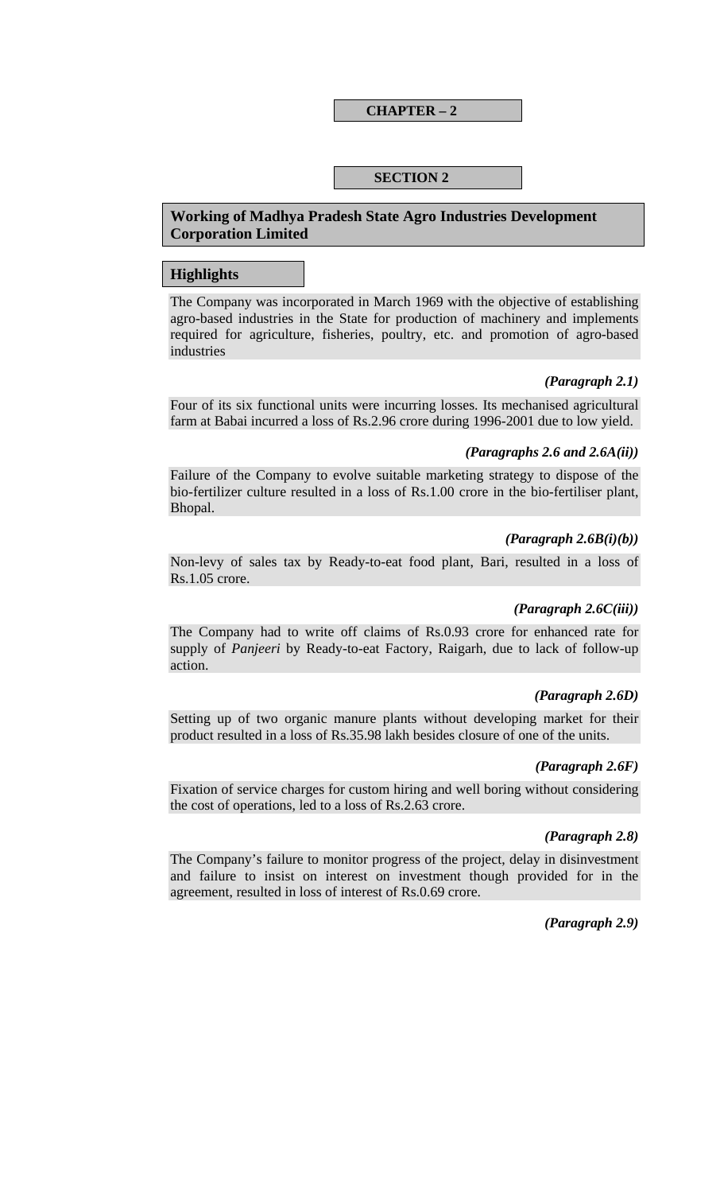# CHAPTER – 2

## SECTION 2

## Working of Madhya Pradesh State Agro Industries Development Corporation Limited

### Highlights

The Company was incorporated in March 1969 with the objective of establishing agro-based industries in the State for production of machinery and implements required for agriculture, fisheries, poultry, etc. and promotion of agro-based industries

*(Paragraph 2.1)*

Four of its six functional units were incurring losses. Its mechanised agricultural farm at Babai incurred a loss of Rs.2.96 crore during 1996-2001 due to low yield.

*(Paragraphs 2.6 and 2.6A(ii))*

Failure of the Company to evolve suitable marketing strategy to dispose of the bio-fertilizer culture resulted in a loss of Rs.1.00 crore in the bio-fertiliser plant, Bhopal.

*(Paragraph 2.6B(i)(b))*

Non-levy of sales tax by Ready-to-eat food plant, Bari, resulted in a loss of Rs.1.05 crore.

*(Paragraph 2.6C(iii))*

The Company had to write off claims of Rs.0.93 crore for enhanced rate for supply of *Panjeeri* by Ready-to-eat Factory, Raigarh, due to lack of follow-up action.

*(Paragraph 2.6D)*

Setting up of two organic manure plants without developing market for their product resulted in a loss of Rs.35.98 lakh besides closure of one of the units.

*(Paragraph 2.6F)*

Fixation of service charges for custom hiring and well boring without considering the cost of operations, led to a loss of Rs.2.63 crore.

*(Paragraph 2.8)*

The Company's failure to monitor progress of the project, delay in disinvestment and failure to insist on interest on investment though provided for in the agreement, resulted in loss of interest of Rs.0.69 crore.

*(Paragraph 2.9)*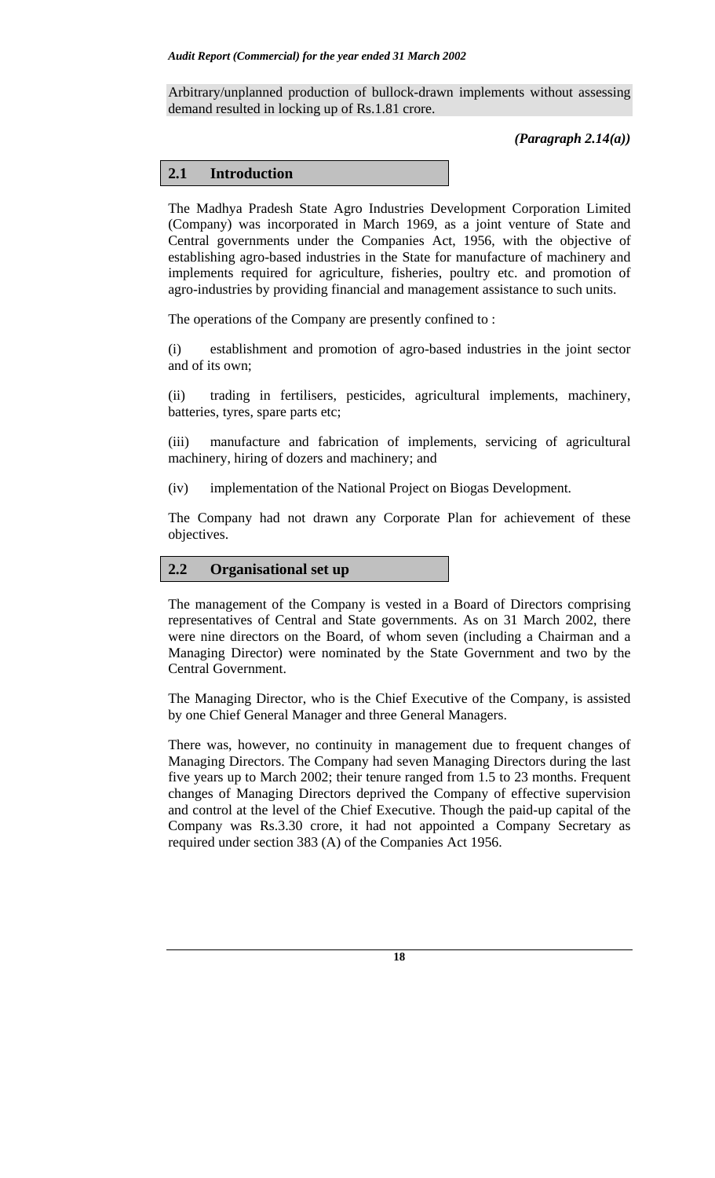Arbitrary/unplanned production of bullock-drawn implements without assessing demand resulted in locking up of Rs.1.81 crore.

*(Paragraph 2.14(a))*

## 2.1 Introduction

The Madhya Pradesh State Agro Industries Development Corporation Limited (Company) was incorporated in March 1969, as a joint venture of State and Central governments under the Companies Act, 1956, with the objective of establishing agro-based industries in the State for manufacture of machinery and implements required for agriculture, fisheries, poultry etc. and promotion of agro-industries by providing financial and management assistance to such units.

The operations of the Company are presently confined to :

(i) establishment and promotion of agro-based industries in the joint sector and of its own;

(ii) trading in fertilisers, pesticides, agricultural implements, machinery, batteries, tyres, spare parts etc;

(iii) manufacture and fabrication of implements, servicing of agricultural machinery, hiring of dozers and machinery; and

(iv) implementation of the National Project on Biogas Development.

The Company had not drawn any Corporate Plan for achievement of these objectives.

## 2.2 Organisational set up

The management of the Company is vested in a Board of Directors comprising representatives of Central and State governments. As on 31 March 2002, there were nine directors on the Board, of whom seven (including a Chairman and a Managing Director) were nominated by the State Government and two by the Central Government.

The Managing Director, who is the Chief Executive of the Company, is assisted by one Chief General Manager and three General Managers.

There was, however, no continuity in management due to frequent changes of Managing Directors. The Company had seven Managing Directors during the last five years up to March 2002; their tenure ranged from 1.5 to 23 months. Frequent changes of Managing Directors deprived the Company of effective supervision and control at the level of the Chief Executive. Though the paid-up capital of the Company was Rs.3.30 crore, it had not appointed a Company Secretary as required under section 383 (A) of the Companies Act 1956.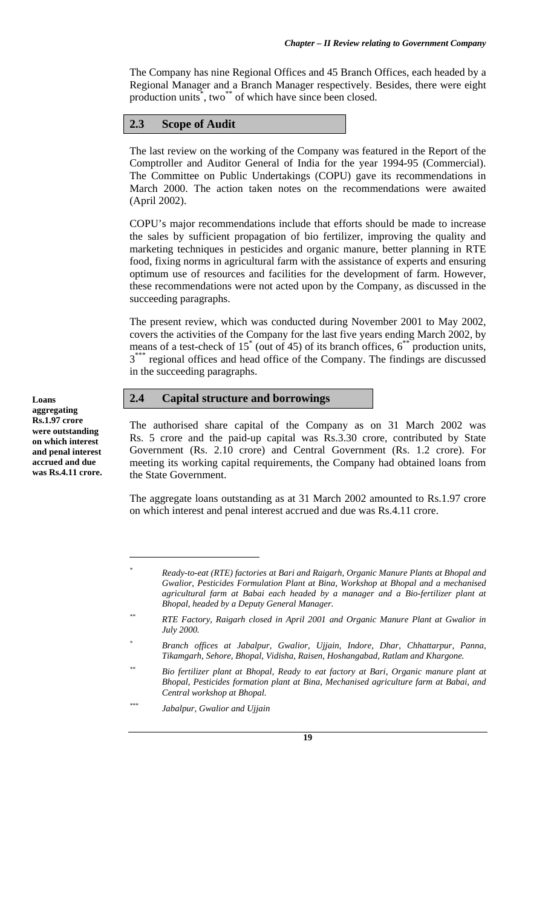The Company has nine Regional Offices and 45 Branch Offices, each headed by a Regional Manager and a Branch Manager respectively. Besides, there were eight production units*, two** of which have since been closed.

## 2.3 Scope of Audit

The last review on the working of the Company was featured in the Report of the Comptroller and Auditor General of India for the year 1994-95 (Commercial). The Committee on Public Undertakings (COPU) gave its recommendations in March 2000. The action taken notes on the recommendations were awaited (April 2002).

COPU's major recommendations include that efforts should be made to increase the sales by sufficient propagation of bio fertilizer, improving the quality and marketing techniques in pesticides and organic manure, better planning in RTE food, fixing norms in agricultural farm with the assistance of experts and ensuring optimum use of resources and facilities for the development of farm. However, these recommendations were not acted upon by the Company, as discussed in the succeeding paragraphs.

The present review, which was conducted during November 2001 to May 2002, covers the activities of the Company for the last five years ending March 2002, by means of a test-check of 15* (out of 45) of its branch offices, 6** production units, 3*** regional offices and head office of the Company. The findings are discussed in the succeeding paragraphs.

## 2.4 Capital structure and borrowings

**Loans aggregating Rs.1.97 crore were outstanding on which interest and penal interest accrued and due was Rs.4.11 crore.**

The authorised share capital of the Company as on 31 March 2002 was Rs. 5 crore and the paid-up capital was Rs.3.30 crore, contributed by State Government (Rs. 2.10 crore) and Central Government (Rs. 1.2 crore). For meeting its working capital requirements, the Company had obtained loans from the State Government.

The aggregate loans outstanding as at 31 March 2002 amounted to Rs.1.97 crore on which interest and penal interest accrued and due was Rs.4.11 crore.

---

\* *Ready-to-eat (RTE) factories at Bari and Raigarh, Organic Manure Plants at Bhopal and Gwalior, Pesticides Formulation Plant at Bina, Workshop at Bhopal and a mechanised agricultural farm at Babai each headed by a manager and a Bio-fertilizer plant at Bhopal, headed by a Deputy General Manager.*

\*\* *RTE Factory, Raigarh closed in April 2001 and Organic Manure Plant at Gwalior in July 2000.*

\* *Branch offices at Jabalpur, Gwalior, Ujjain, Indore, Dhar, Chhattarpur, Panna, Tikamgarh, Sehore, Bhopal, Vidisha, Raisen, Hoshangabad, Ratlam and Khargone.*

\*\* *Bio fertilizer plant at Bhopal, Ready to eat factory at Bari, Organic manure plant at Bhopal, Pesticides formation plant at Bina, Mechanised agriculture farm at Babai, and Central workshop at Bhopal.*

\*\*\* *Jabalpur, Gwalior and Ujjain*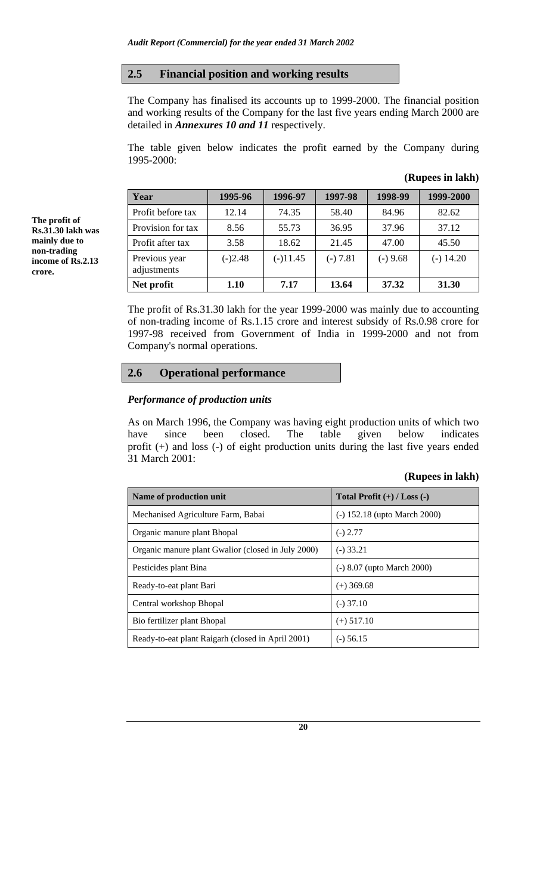## 2.5 Financial position and working results

The Company has finalised its accounts up to 1999-2000. The financial position and working results of the Company for the last five years ending March 2000 are detailed in ***Annexures 10 and 11*** respectively.

The table given below indicates the profit earned by the Company during 1995-2000:

**(Rupees in lakh)**

| Year | 1995-96 | 1996-97 | 1997-98 | 1998-99 | 1999-2000 |
|---|---|---|---|---|---|
| Profit before tax | 12.14 | 74.35 | 58.40 | 84.96 | 82.62 |
| Provision for tax | 8.56 | 55.73 | 36.95 | 37.96 | 37.12 |
| Profit after tax | 3.58 | 18.62 | 21.45 | 47.00 | 45.50 |
| Previous year adjustments | (-)2.48 | (-)11.45 | (-) 7.81 | (-) 9.68 | (-) 14.20 |
| **Net profit** | **1.10** | **7.17** | **13.64** | **37.32** | **31.30** |

**The profit of Rs.31.30 lakh was mainly due to non-trading income of Rs.2.13 crore.**

The profit of Rs.31.30 lakh for the year 1999-2000 was mainly due to accounting of non-trading income of Rs.1.15 crore and interest subsidy of Rs.0.98 crore for 1997-98 received from Government of India in 1999-2000 and not from Company's normal operations.

## 2.6 Operational performance

### *Performance of production units*

As on March 1996, the Company was having eight production units of which two have since been closed. The table given below indicates profit (+) and loss (-) of eight production units during the last five years ended 31 March 2001:

**(Rupees in lakh)**

| Name of production unit | Total Profit (+) / Loss (-) |
|---|---|
| Mechanised Agriculture Farm, Babai | (-) 152.18 (upto March 2000) |
| Organic manure plant Bhopal | (-) 2.77 |
| Organic manure plant Gwalior (closed in July 2000) | (-) 33.21 |
| Pesticides plant Bina | (-) 8.07 (upto March 2000) |
| Ready-to-eat plant Bari | (+) 369.68 |
| Central workshop Bhopal | (-) 37.10 |
| Bio fertilizer plant Bhopal | (+) 517.10 |
| Ready-to-eat plant Raigarh (closed in April 2001) | (-) 56.15 |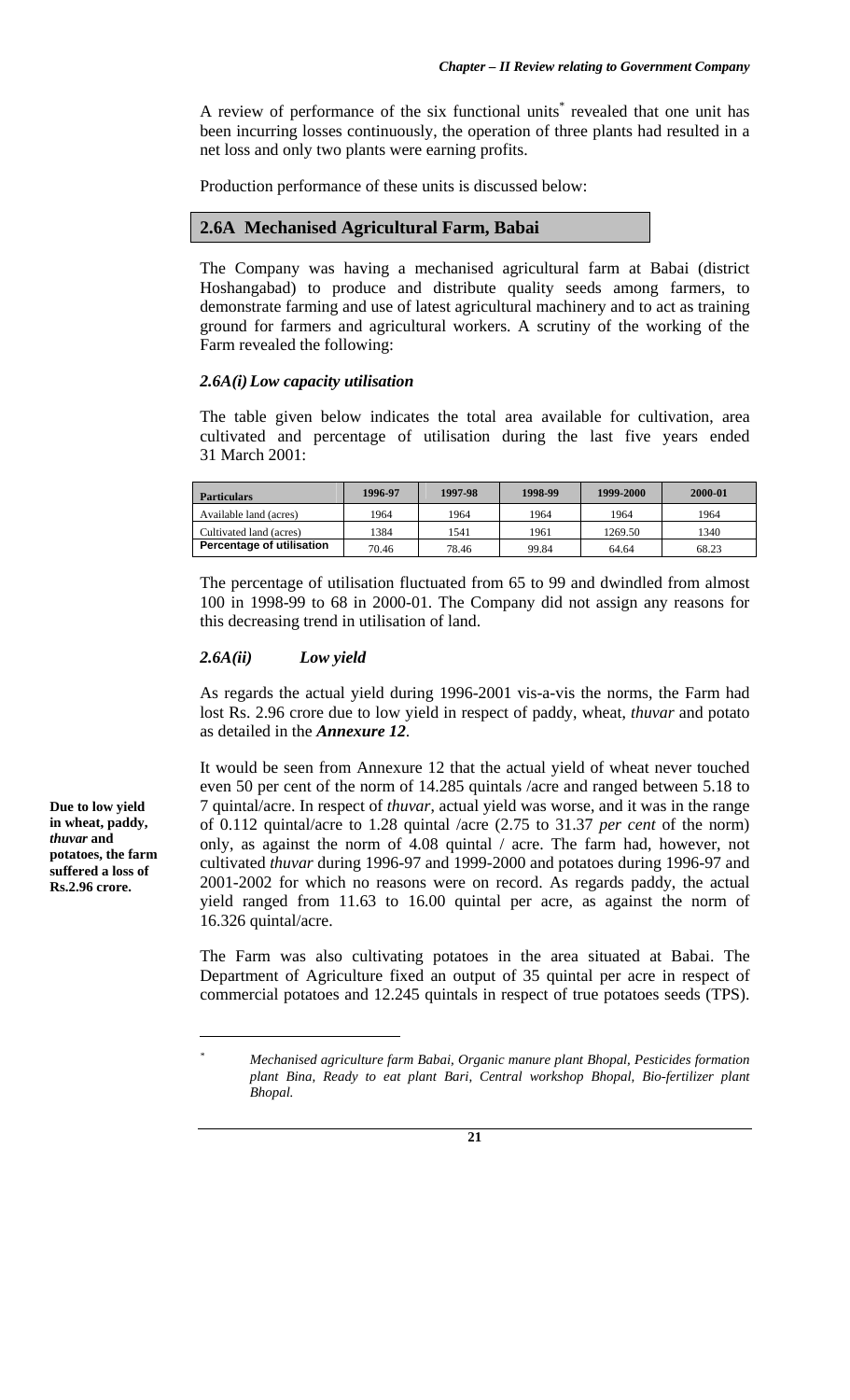A review of performance of the six functional units* revealed that one unit has been incurring losses continuously, the operation of three plants had resulted in a net loss and only two plants were earning profits.

Production performance of these units is discussed below:

## 2.6A Mechanised Agricultural Farm, Babai

The Company was having a mechanised agricultural farm at Babai (district Hoshangabad) to produce and distribute quality seeds among farmers, to demonstrate farming and use of latest agricultural machinery and to act as training ground for farmers and agricultural workers. A scrutiny of the working of the Farm revealed the following:

### *2.6A(i) Low capacity utilisation*

The table given below indicates the total area available for cultivation, area cultivated and percentage of utilisation during the last five years ended 31 March 2001:

| Particulars | 1996-97 | 1997-98 | 1998-99 | 1999-2000 | 2000-01 |
|---|---|---|---|---|---|
| Available land (acres) | 1964 | 1964 | 1964 | 1964 | 1964 |
| Cultivated land (acres) | 1384 | 1541 | 1961 | 1269.50 | 1340 |
| **Percentage of utilisation** | 70.46 | 78.46 | 99.84 | 64.64 | 68.23 |

The percentage of utilisation fluctuated from 65 to 99 and dwindled from almost 100 in 1998-99 to 68 in 2000-01. The Company did not assign any reasons for this decreasing trend in utilisation of land.

### *2.6A(ii) Low yield*

As regards the actual yield during 1996-2001 vis-a-vis the norms, the Farm had lost Rs. 2.96 crore due to low yield in respect of paddy, wheat, *thuvar* and potato as detailed in the ***Annexure 12***.

**Due to low yield in wheat, paddy, *thuvar* and potatoes, the farm suffered a loss of Rs.2.96 crore.**

It would be seen from Annexure 12 that the actual yield of wheat never touched even 50 per cent of the norm of 14.285 quintals /acre and ranged between 5.18 to 7 quintal/acre. In respect of *thuvar*, actual yield was worse, and it was in the range of 0.112 quintal/acre to 1.28 quintal /acre (2.75 to 31.37 *per cent* of the norm) only, as against the norm of 4.08 quintal / acre. The farm had, however, not cultivated *thuvar* during 1996-97 and 1999-2000 and potatoes during 1996-97 and 2001-2002 for which no reasons were on record. As regards paddy, the actual yield ranged from 11.63 to 16.00 quintal per acre, as against the norm of 16.326 quintal/acre.

The Farm was also cultivating potatoes in the area situated at Babai. The Department of Agriculture fixed an output of 35 quintal per acre in respect of commercial potatoes and 12.245 quintals in respect of true potatoes seeds (TPS).

---

\* *Mechanised agriculture farm Babai, Organic manure plant Bhopal, Pesticides formation plant Bina, Ready to eat plant Bari, Central workshop Bhopal, Bio-fertilizer plant Bhopal.*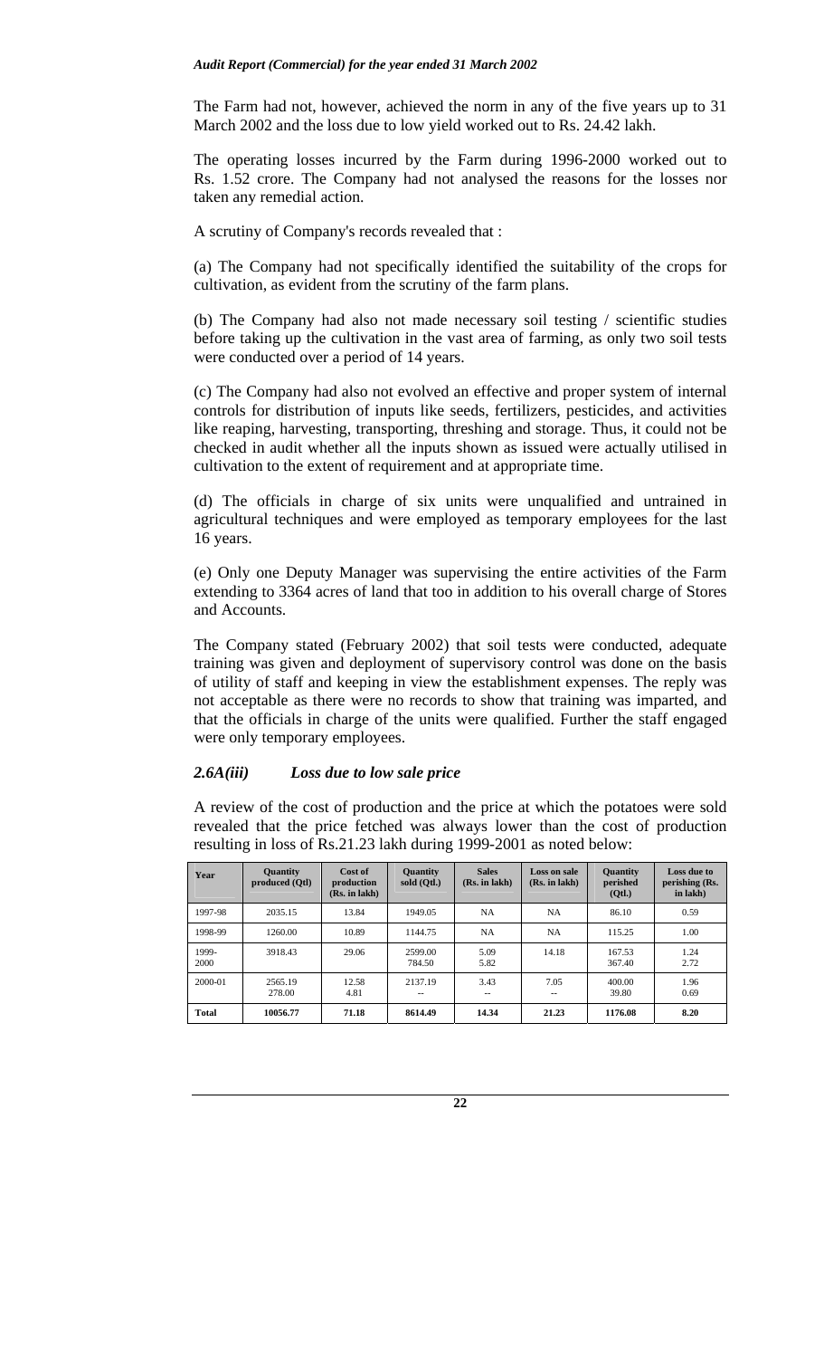The Farm had not, however, achieved the norm in any of the five years up to 31 March 2002 and the loss due to low yield worked out to Rs. 24.42 lakh.

The operating losses incurred by the Farm during 1996-2000 worked out to Rs. 1.52 crore. The Company had not analysed the reasons for the losses nor taken any remedial action.

A scrutiny of Company's records revealed that :

(a) The Company had not specifically identified the suitability of the crops for cultivation, as evident from the scrutiny of the farm plans.

(b) The Company had also not made necessary soil testing / scientific studies before taking up the cultivation in the vast area of farming, as only two soil tests were conducted over a period of 14 years.

(c) The Company had also not evolved an effective and proper system of internal controls for distribution of inputs like seeds, fertilizers, pesticides, and activities like reaping, harvesting, transporting, threshing and storage. Thus, it could not be checked in audit whether all the inputs shown as issued were actually utilised in cultivation to the extent of requirement and at appropriate time.

(d) The officials in charge of six units were unqualified and untrained in agricultural techniques and were employed as temporary employees for the last 16 years.

(e) Only one Deputy Manager was supervising the entire activities of the Farm extending to 3364 acres of land that too in addition to his overall charge of Stores and Accounts.

The Company stated (February 2002) that soil tests were conducted, adequate training was given and deployment of supervisory control was done on the basis of utility of staff and keeping in view the establishment expenses. The reply was not acceptable as there were no records to show that training was imparted, and that the officials in charge of the units were qualified. Further the staff engaged were only temporary employees.

### *2.6A(iii) Loss due to low sale price*

A review of the cost of production and the price at which the potatoes were sold revealed that the price fetched was always lower than the cost of production resulting in loss of Rs.21.23 lakh during 1999-2001 as noted below:

| Year | Quantity produced (Qtl) | Cost of production (Rs. in lakh) | Quantity sold (Qtl.) | Sales (Rs. in lakh) | Loss on sale (Rs. in lakh) | Quantity perished (Qtl.) | Loss due to perishing (Rs. in lakh) |
|---|---|---|---|---|---|---|---|
| 1997-98 | 2035.15 | 13.84 | 1949.05 | NA | NA | 86.10 | 0.59 |
| 1998-99 | 1260.00 | 10.89 | 1144.75 | NA | NA | 115.25 | 1.00 |
| 1999-2000 | 3918.43 | 29.06 | 2599.00<br>784.50 | 5.09<br>5.82 | 14.18 | 167.53<br>367.40 | 1.24<br>2.72 |
| 2000-01 | 2565.19<br>278.00 | 12.58<br>4.81 | 2137.19<br>-- | 3.43<br>-- | 7.05<br>-- | 400.00<br>39.80 | 1.96<br>0.69 |
| **Total** | **10056.77** | **71.18** | **8614.49** | **14.34** | **21.23** | **1176.08** | **8.20** |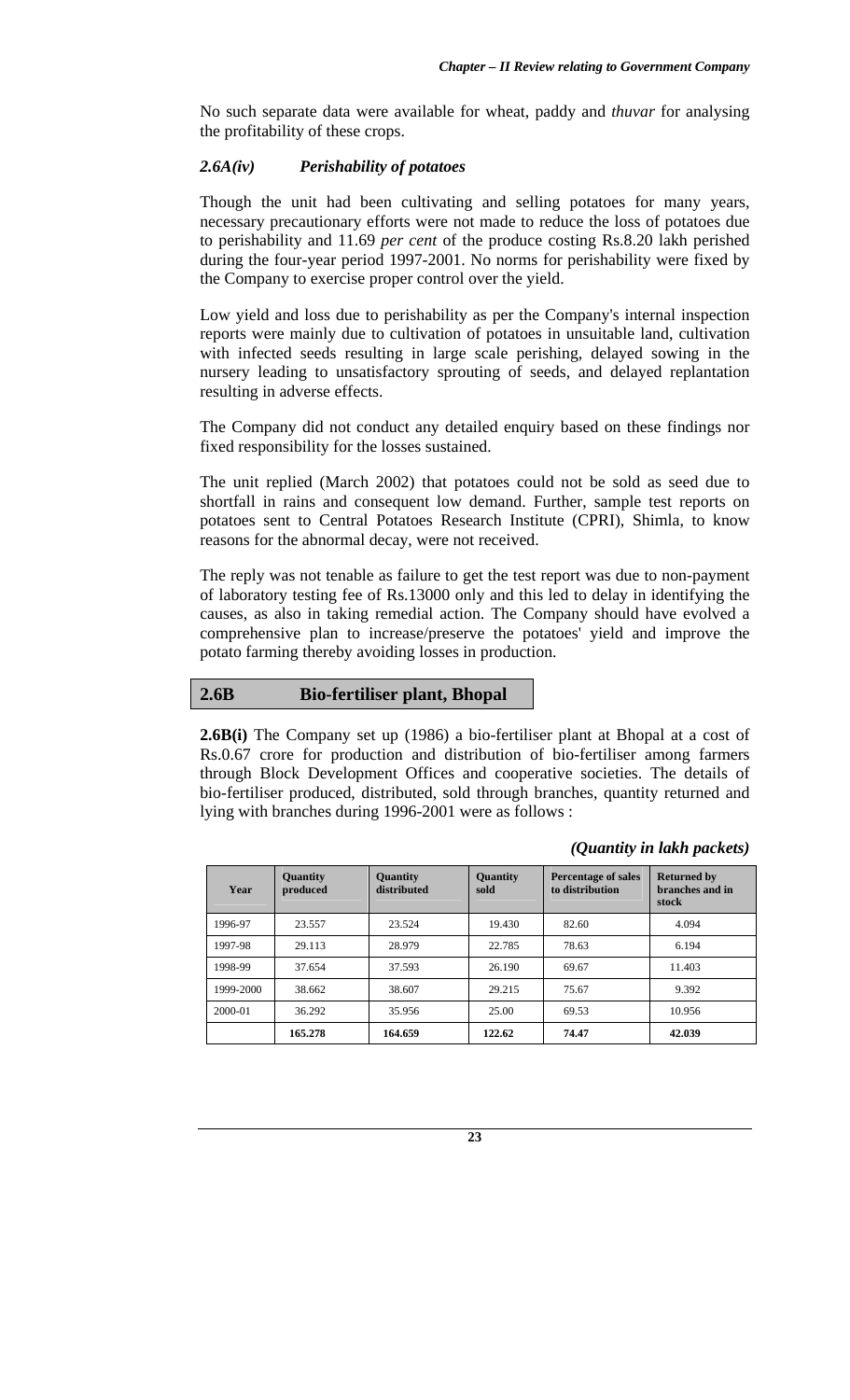No such separate data were available for wheat, paddy and *thuvar* for analysing the profitability of these crops.

### *2.6A(iv) Perishability of potatoes*

Though the unit had been cultivating and selling potatoes for many years, necessary precautionary efforts were not made to reduce the loss of potatoes due to perishability and 11.69 *per cent* of the produce costing Rs.8.20 lakh perished during the four-year period 1997-2001. No norms for perishability were fixed by the Company to exercise proper control over the yield.

Low yield and loss due to perishability as per the Company's internal inspection reports were mainly due to cultivation of potatoes in unsuitable land, cultivation with infected seeds resulting in large scale perishing, delayed sowing in the nursery leading to unsatisfactory sprouting of seeds, and delayed replantation resulting in adverse effects.

The Company did not conduct any detailed enquiry based on these findings nor fixed responsibility for the losses sustained.

The unit replied (March 2002) that potatoes could not be sold as seed due to shortfall in rains and consequent low demand. Further, sample test reports on potatoes sent to Central Potatoes Research Institute (CPRI), Shimla, to know reasons for the abnormal decay, were not received.

The reply was not tenable as failure to get the test report was due to non-payment of laboratory testing fee of Rs.13000 only and this led to delay in identifying the causes, as also in taking remedial action. The Company should have evolved a comprehensive plan to increase/preserve the potatoes' yield and improve the potato farming thereby avoiding losses in production.

## 2.6B Bio-fertiliser plant, Bhopal

**2.6B(i)** The Company set up (1986) a bio-fertiliser plant at Bhopal at a cost of Rs.0.67 crore for production and distribution of bio-fertiliser among farmers through Block Development Offices and cooperative societies. The details of bio-fertiliser produced, distributed, sold through branches, quantity returned and lying with branches during 1996-2001 were as follows :

*(Quantity in lakh packets)*

| Year | Quantity produced | Quantity distributed | Quantity sold | Percentage of sales to distribution | Returned by branches and in stock |
|---|---|---|---|---|---|
| 1996-97 | 23.557 | 23.524 | 19.430 | 82.60 | 4.094 |
| 1997-98 | 29.113 | 28.979 | 22.785 | 78.63 | 6.194 |
| 1998-99 | 37.654 | 37.593 | 26.190 | 69.67 | 11.403 |
| 1999-2000 | 38.662 | 38.607 | 29.215 | 75.67 | 9.392 |
| 2000-01 | 36.292 | 35.956 | 25.00 | 69.53 | 10.956 |
| | **165.278** | **164.659** | **122.62** | **74.47** | **42.039** |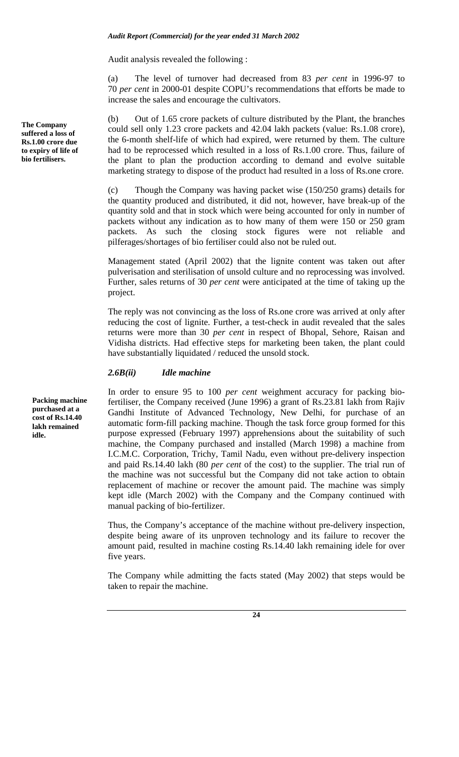Audit analysis revealed the following :

(a) The level of turnover had decreased from 83 *per cent* in 1996-97 to 70 *per cent* in 2000-01 despite COPU's recommendations that efforts be made to increase the sales and encourage the cultivators.

**The Company suffered a loss of Rs.1.00 crore due to expiry of life of bio fertilisers.**

(b) Out of 1.65 crore packets of culture distributed by the Plant, the branches could sell only 1.23 crore packets and 42.04 lakh packets (value: Rs.1.08 crore), the 6-month shelf-life of which had expired, were returned by them. The culture had to be reprocessed which resulted in a loss of Rs.1.00 crore. Thus, failure of the plant to plan the production according to demand and evolve suitable marketing strategy to dispose of the product had resulted in a loss of Rs.one crore.

(c) Though the Company was having packet wise (150/250 grams) details for the quantity produced and distributed, it did not, however, have break-up of the quantity sold and that in stock which were being accounted for only in number of packets without any indication as to how many of them were 150 or 250 gram packets. As such the closing stock figures were not reliable and pilferages/shortages of bio fertiliser could also not be ruled out.

Management stated (April 2002) that the lignite content was taken out after pulverisation and sterilisation of unsold culture and no reprocessing was involved. Further, sales returns of 30 *per cent* were anticipated at the time of taking up the project.

The reply was not convincing as the loss of Rs.one crore was arrived at only after reducing the cost of lignite. Further, a test-check in audit revealed that the sales returns were more than 30 *per cent* in respect of Bhopal, Sehore, Raisan and Vidisha districts. Had effective steps for marketing been taken, the plant could have substantially liquidated / reduced the unsold stock.

### *2.6B(ii) Idle machine*

**Packing machine purchased at a cost of Rs.14.40 lakh remained idle.**

In order to ensure 95 to 100 *per cent* weighment accuracy for packing bio-fertiliser, the Company received (June 1996) a grant of Rs.23.81 lakh from Rajiv Gandhi Institute of Advanced Technology, New Delhi, for purchase of an automatic form-fill packing machine. Though the task force group formed for this purpose expressed (February 1997) apprehensions about the suitability of such machine, the Company purchased and installed (March 1998) a machine from I.C.M.C. Corporation, Trichy, Tamil Nadu, even without pre-delivery inspection and paid Rs.14.40 lakh (80 *per cent* of the cost) to the supplier. The trial run of the machine was not successful but the Company did not take action to obtain replacement of machine or recover the amount paid. The machine was simply kept idle (March 2002) with the Company and the Company continued with manual packing of bio-fertilizer.

Thus, the Company's acceptance of the machine without pre-delivery inspection, despite being aware of its unproven technology and its failure to recover the amount paid, resulted in machine costing Rs.14.40 lakh remaining idele for over five years.

The Company while admitting the facts stated (May 2002) that steps would be taken to repair the machine.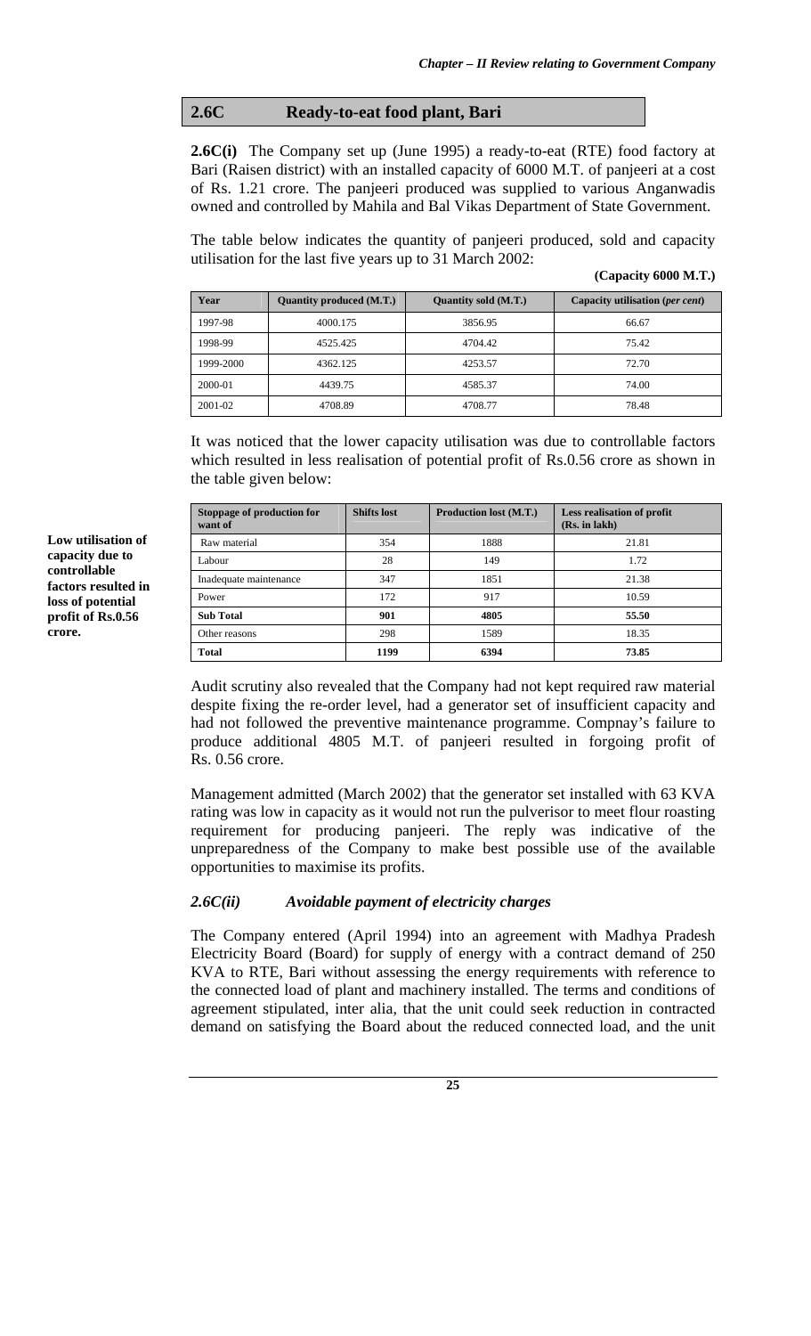## 2.6C Ready-to-eat food plant, Bari

**2.6C(i)** The Company set up (June 1995) a ready-to-eat (RTE) food factory at Bari (Raisen district) with an installed capacity of 6000 M.T. of panjeeri at a cost of Rs. 1.21 crore. The panjeeri produced was supplied to various Anganwadis owned and controlled by Mahila and Bal Vikas Department of State Government.

The table below indicates the quantity of panjeeri produced, sold and capacity utilisation for the last five years up to 31 March 2002:

**(Capacity 6000 M.T.)**

| Year | Quantity produced (M.T.) | Quantity sold (M.T.) | Capacity utilisation (*per cent*) |
|---|---|---|---|
| 1997-98 | 4000.175 | 3856.95 | 66.67 |
| 1998-99 | 4525.425 | 4704.42 | 75.42 |
| 1999-2000 | 4362.125 | 4253.57 | 72.70 |
| 2000-01 | 4439.75 | 4585.37 | 74.00 |
| 2001-02 | 4708.89 | 4708.77 | 78.48 |

It was noticed that the lower capacity utilisation was due to controllable factors which resulted in less realisation of potential profit of Rs.0.56 crore as shown in the table given below:

**Low utilisation of capacity due to controllable factors resulted in loss of potential profit of Rs.0.56 crore.**

| Stoppage of production for want of | Shifts lost | Production lost (M.T.) | Less realisation of profit (Rs. in lakh) |
|---|---|---|---|
| Raw material | 354 | 1888 | 21.81 |
| Labour | 28 | 149 | 1.72 |
| Inadequate maintenance | 347 | 1851 | 21.38 |
| Power | 172 | 917 | 10.59 |
| **Sub Total** | **901** | **4805** | **55.50** |
| Other reasons | 298 | 1589 | 18.35 |
| **Total** | **1199** | **6394** | **73.85** |

Audit scrutiny also revealed that the Company had not kept required raw material despite fixing the re-order level, had a generator set of insufficient capacity and had not followed the preventive maintenance programme. Compnay's failure to produce additional 4805 M.T. of panjeeri resulted in forgoing profit of Rs. 0.56 crore.

Management admitted (March 2002) that the generator set installed with 63 KVA rating was low in capacity as it would not run the pulverisor to meet flour roasting requirement for producing panjeeri. The reply was indicative of the unpreparedness of the Company to make best possible use of the available opportunities to maximise its profits.

### *2.6C(ii) Avoidable payment of electricity charges*

The Company entered (April 1994) into an agreement with Madhya Pradesh Electricity Board (Board) for supply of energy with a contract demand of 250 KVA to RTE, Bari without assessing the energy requirements with reference to the connected load of plant and machinery installed. The terms and conditions of agreement stipulated, inter alia, that the unit could seek reduction in contracted demand on satisfying the Board about the reduced connected load, and the unit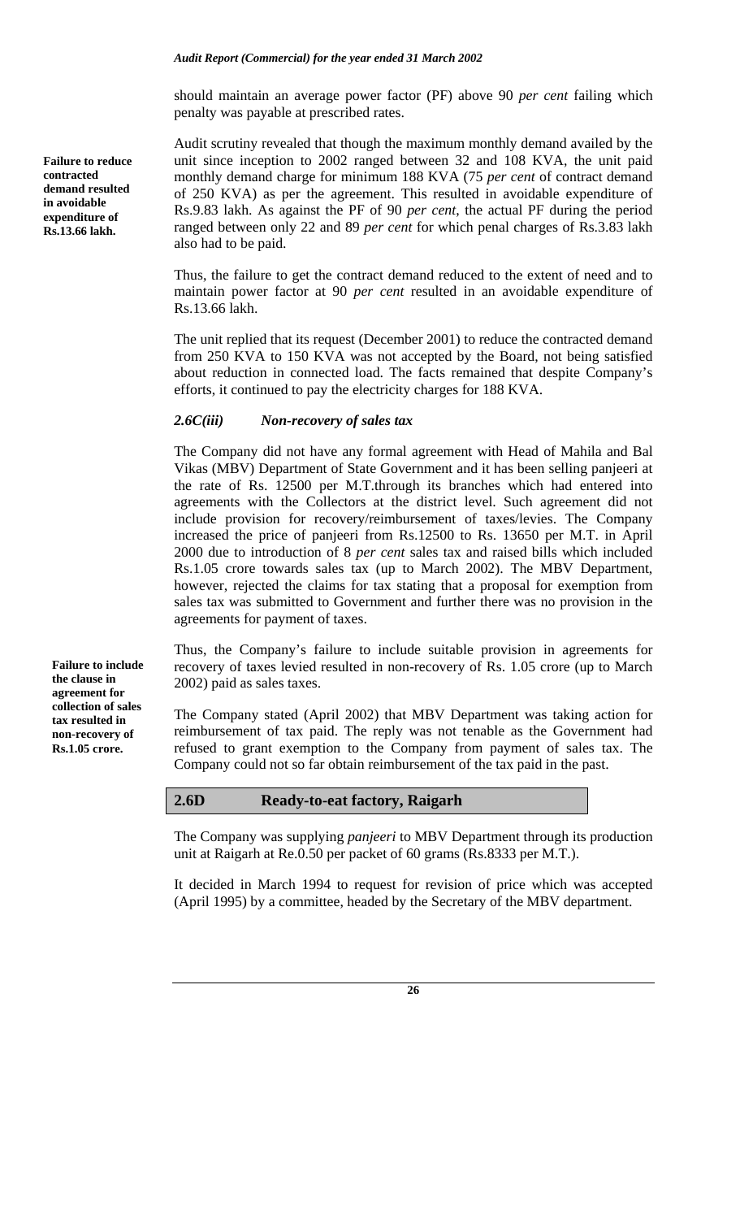should maintain an average power factor (PF) above 90 *per cent* failing which penalty was payable at prescribed rates.

**Failure to reduce contracted demand resulted in avoidable expenditure of Rs.13.66 lakh.**

Audit scrutiny revealed that though the maximum monthly demand availed by the unit since inception to 2002 ranged between 32 and 108 KVA, the unit paid monthly demand charge for minimum 188 KVA (75 *per cent* of contract demand of 250 KVA) as per the agreement. This resulted in avoidable expenditure of Rs.9.83 lakh. As against the PF of 90 *per cent*, the actual PF during the period ranged between only 22 and 89 *per cent* for which penal charges of Rs.3.83 lakh also had to be paid.

Thus, the failure to get the contract demand reduced to the extent of need and to maintain power factor at 90 *per cent* resulted in an avoidable expenditure of Rs.13.66 lakh.

The unit replied that its request (December 2001) to reduce the contracted demand from 250 KVA to 150 KVA was not accepted by the Board, not being satisfied about reduction in connected load. The facts remained that despite Company's efforts, it continued to pay the electricity charges for 188 KVA.

### *2.6C(iii) Non-recovery of sales tax*

The Company did not have any formal agreement with Head of Mahila and Bal Vikas (MBV) Department of State Government and it has been selling panjeeri at the rate of Rs. 12500 per M.T.through its branches which had entered into agreements with the Collectors at the district level. Such agreement did not include provision for recovery/reimbursement of taxes/levies. The Company increased the price of panjeeri from Rs.12500 to Rs. 13650 per M.T. in April 2000 due to introduction of 8 *per cent* sales tax and raised bills which included Rs.1.05 crore towards sales tax (up to March 2002). The MBV Department, however, rejected the claims for tax stating that a proposal for exemption from sales tax was submitted to Government and further there was no provision in the agreements for payment of taxes.

**Failure to include the clause in agreement for collection of sales tax resulted in non-recovery of Rs.1.05 crore.**

Thus, the Company's failure to include suitable provision in agreements for recovery of taxes levied resulted in non-recovery of Rs. 1.05 crore (up to March 2002) paid as sales taxes.

The Company stated (April 2002) that MBV Department was taking action for reimbursement of tax paid. The reply was not tenable as the Government had refused to grant exemption to the Company from payment of sales tax. The Company could not so far obtain reimbursement of the tax paid in the past.

## 2.6D Ready-to-eat factory, Raigarh

The Company was supplying *panjeeri* to MBV Department through its production unit at Raigarh at Re.0.50 per packet of 60 grams (Rs.8333 per M.T.).

It decided in March 1994 to request for revision of price which was accepted (April 1995) by a committee, headed by the Secretary of the MBV department.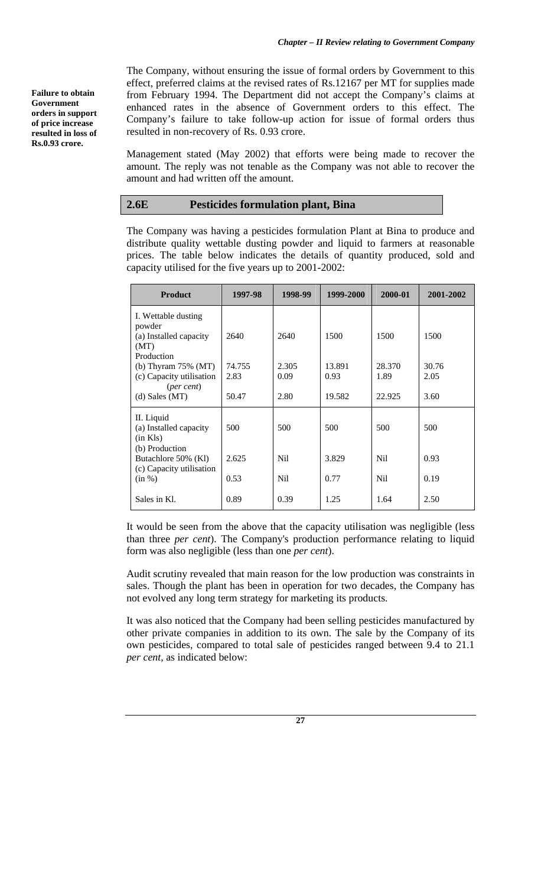**Failure to obtain Government orders in support of price increase resulted in loss of Rs.0.93 crore.**

The Company, without ensuring the issue of formal orders by Government to this effect, preferred claims at the revised rates of Rs.12167 per MT for supplies made from February 1994. The Department did not accept the Company's claims at enhanced rates in the absence of Government orders to this effect. The Company's failure to take follow-up action for issue of formal orders thus resulted in non-recovery of Rs. 0.93 crore.

Management stated (May 2002) that efforts were being made to recover the amount. The reply was not tenable as the Company was not able to recover the amount and had written off the amount.

## 2.6E Pesticides formulation plant, Bina

The Company was having a pesticides formulation Plant at Bina to produce and distribute quality wettable dusting powder and liquid to farmers at reasonable prices. The table below indicates the details of quantity produced, sold and capacity utilised for the five years up to 2001-2002:

| Product | 1997-98 | 1998-99 | 1999-2000 | 2000-01 | 2001-2002 |
|---|---|---|---|---|---|
| I. Wettable dusting powder | | | | | |
| (a) Installed capacity (MT) | 2640 | 2640 | 1500 | 1500 | 1500 |
| Production (b) Thyram 75% (MT) | 74.755 | 2.305 | 13.891 | 28.370 | 30.76 |
| (c) Capacity utilisation (*per cent*) | 2.83 | 0.09 | 0.93 | 1.89 | 2.05 |
| (d) Sales (MT) | 50.47 | 2.80 | 19.582 | 22.925 | 3.60 |
| II. Liquid | | | | | |
| (a) Installed capacity (in Kls) | 500 | 500 | 500 | 500 | 500 |
| (b) Production Butachlore 50% (Kl) | 2.625 | Nil | 3.829 | Nil | 0.93 |
| (c) Capacity utilisation (in %) | 0.53 | Nil | 0.77 | Nil | 0.19 |
| Sales in Kl. | 0.89 | 0.39 | 1.25 | 1.64 | 2.50 |

It would be seen from the above that the capacity utilisation was negligible (less than three *per cent*). The Company's production performance relating to liquid form was also negligible (less than one *per cent*).

Audit scrutiny revealed that main reason for the low production was constraints in sales. Though the plant has been in operation for two decades, the Company has not evolved any long term strategy for marketing its products.

It was also noticed that the Company had been selling pesticides manufactured by other private companies in addition to its own. The sale by the Company of its own pesticides, compared to total sale of pesticides ranged between 9.4 to 21.1 *per cent*, as indicated below: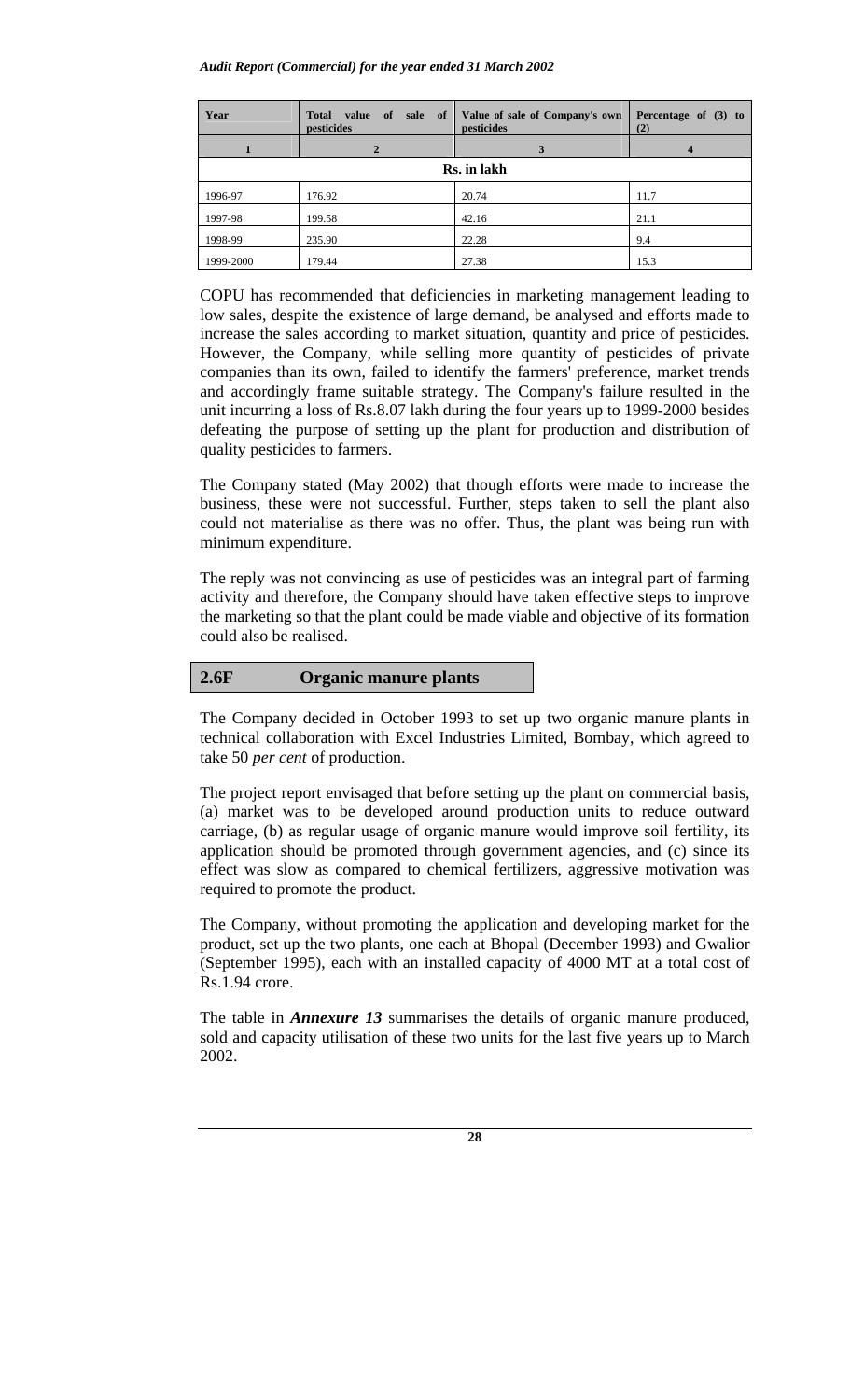| Year | Total value of sale of pesticides | Value of sale of Company's own pesticides | Percentage of (3) to (2) |
|---|---|---|---|
| 1 | 2 | 3 | 4 |
| Rs. in lakh | | | |
| 1996-97 | 176.92 | 20.74 | 11.7 |
| 1997-98 | 199.58 | 42.16 | 21.1 |
| 1998-99 | 235.90 | 22.28 | 9.4 |
| 1999-2000 | 179.44 | 27.38 | 15.3 |

COPU has recommended that deficiencies in marketing management leading to low sales, despite the existence of large demand, be analysed and efforts made to increase the sales according to market situation, quantity and price of pesticides. However, the Company, while selling more quantity of pesticides of private companies than its own, failed to identify the farmers' preference, market trends and accordingly frame suitable strategy. The Company's failure resulted in the unit incurring a loss of Rs.8.07 lakh during the four years up to 1999-2000 besides defeating the purpose of setting up the plant for production and distribution of quality pesticides to farmers.

The Company stated (May 2002) that though efforts were made to increase the business, these were not successful. Further, steps taken to sell the plant also could not materialise as there was no offer. Thus, the plant was being run with minimum expenditure.

The reply was not convincing as use of pesticides was an integral part of farming activity and therefore, the Company should have taken effective steps to improve the marketing so that the plant could be made viable and objective of its formation could also be realised.

## 2.6F Organic manure plants

The Company decided in October 1993 to set up two organic manure plants in technical collaboration with Excel Industries Limited, Bombay, which agreed to take 50 *per cent* of production.

The project report envisaged that before setting up the plant on commercial basis, (a) market was to be developed around production units to reduce outward carriage, (b) as regular usage of organic manure would improve soil fertility, its application should be promoted through government agencies, and (c) since its effect was slow as compared to chemical fertilizers, aggressive motivation was required to promote the product.

The Company, without promoting the application and developing market for the product, set up the two plants, one each at Bhopal (December 1993) and Gwalior (September 1995), each with an installed capacity of 4000 MT at a total cost of Rs.1.94 crore.

The table in ***Annexure 13*** summarises the details of organic manure produced, sold and capacity utilisation of these two units for the last five years up to March 2002.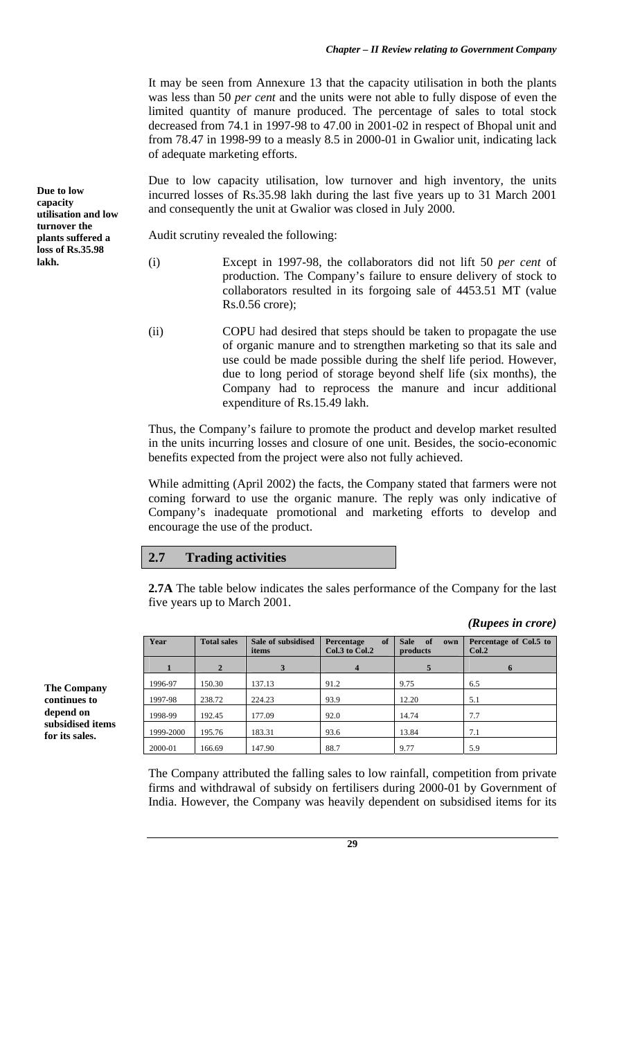It may be seen from Annexure 13 that the capacity utilisation in both the plants was less than 50 *per cent* and the units were not able to fully dispose of even the limited quantity of manure produced. The percentage of sales to total stock decreased from 74.1 in 1997-98 to 47.00 in 2001-02 in respect of Bhopal unit and from 78.47 in 1998-99 to a measly 8.5 in 2000-01 in Gwalior unit, indicating lack of adequate marketing efforts.

**Due to low capacity utilisation and low turnover the plants suffered a loss of Rs.35.98 lakh.**

Due to low capacity utilisation, low turnover and high inventory, the units incurred losses of Rs.35.98 lakh during the last five years up to 31 March 2001 and consequently the unit at Gwalior was closed in July 2000.

Audit scrutiny revealed the following:

(i) Except in 1997-98, the collaborators did not lift 50 *per cent* of production. The Company's failure to ensure delivery of stock to collaborators resulted in its forgoing sale of 4453.51 MT (value Rs.0.56 crore);

(ii) COPU had desired that steps should be taken to propagate the use of organic manure and to strengthen marketing so that its sale and use could be made possible during the shelf life period. However, due to long period of storage beyond shelf life (six months), the Company had to reprocess the manure and incur additional expenditure of Rs.15.49 lakh.

Thus, the Company's failure to promote the product and develop market resulted in the units incurring losses and closure of one unit. Besides, the socio-economic benefits expected from the project were also not fully achieved.

While admitting (April 2002) the facts, the Company stated that farmers were not coming forward to use the organic manure. The reply was only indicative of Company's inadequate promotional and marketing efforts to develop and encourage the use of the product.

## 2.7 Trading activities

**2.7A** The table below indicates the sales performance of the Company for the last five years up to March 2001.

***(Rupees in crore)***

**The Company continues to depend on subsidised items for its sales.**

| Year | Total sales | Sale of subsidised items | Percentage of Col.3 to Col.2 | Sale of own products | Percentage of Col.5 to Col.2 |
|---|---|---|---|---|---|
| 1 | 2 | 3 | 4 | 5 | 6 |
| 1996-97 | 150.30 | 137.13 | 91.2 | 9.75 | 6.5 |
| 1997-98 | 238.72 | 224.23 | 93.9 | 12.20 | 5.1 |
| 1998-99 | 192.45 | 177.09 | 92.0 | 14.74 | 7.7 |
| 1999-2000 | 195.76 | 183.31 | 93.6 | 13.84 | 7.1 |
| 2000-01 | 166.69 | 147.90 | 88.7 | 9.77 | 5.9 |

The Company attributed the falling sales to low rainfall, competition from private firms and withdrawal of subsidy on fertilisers during 2000-01 by Government of India. However, the Company was heavily dependent on subsidised items for its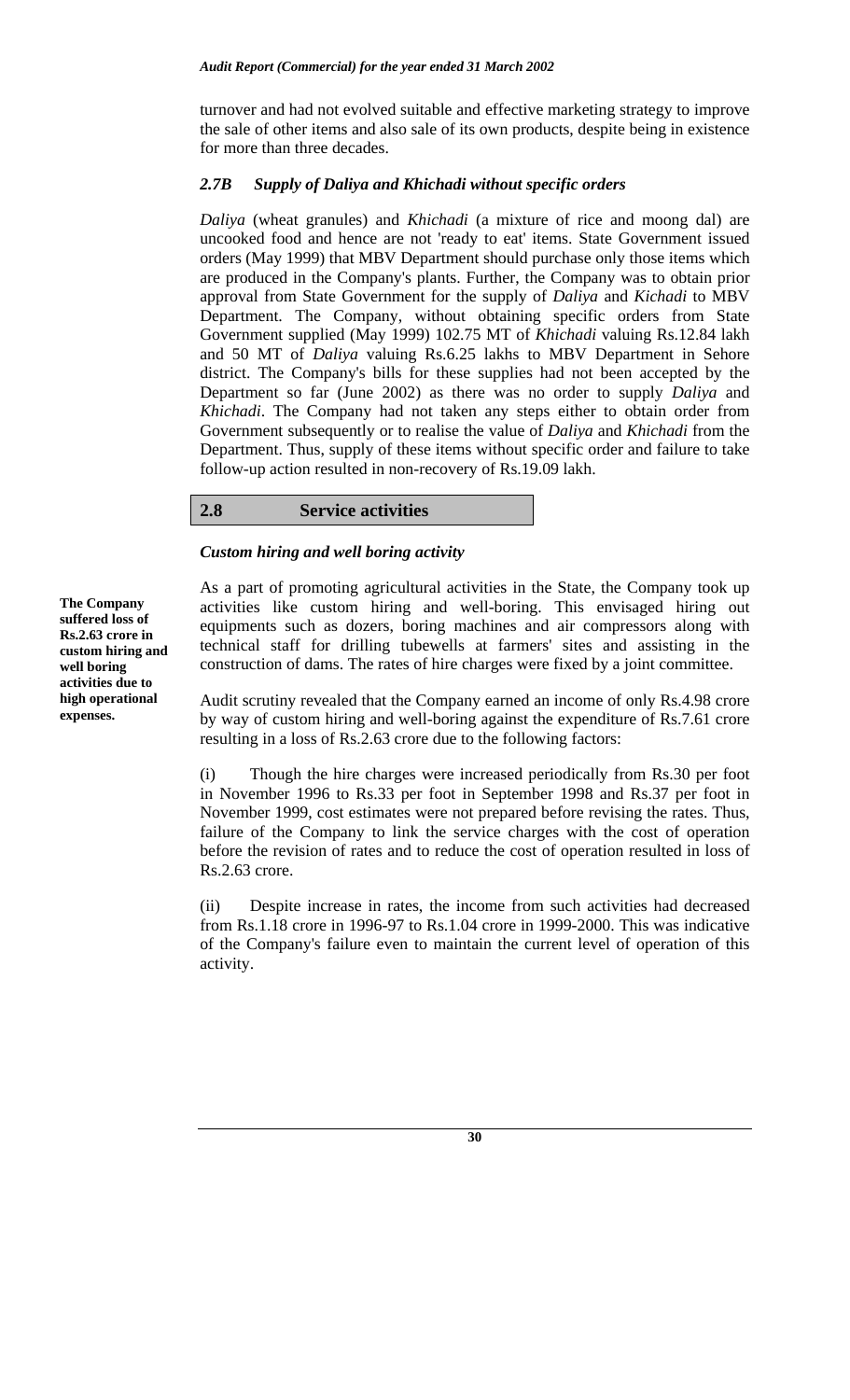turnover and had not evolved suitable and effective marketing strategy to improve the sale of other items and also sale of its own products, despite being in existence for more than three decades.

### *2.7B Supply of Daliya and Khichadi without specific orders*

*Daliya* (wheat granules) and *Khichadi* (a mixture of rice and moong dal) are uncooked food and hence are not 'ready to eat' items. State Government issued orders (May 1999) that MBV Department should purchase only those items which are produced in the Company's plants. Further, the Company was to obtain prior approval from State Government for the supply of *Daliya* and *Kichadi* to MBV Department. The Company, without obtaining specific orders from State Government supplied (May 1999) 102.75 MT of *Khichadi* valuing Rs.12.84 lakh and 50 MT of *Daliya* valuing Rs.6.25 lakhs to MBV Department in Sehore district. The Company's bills for these supplies had not been accepted by the Department so far (June 2002) as there was no order to supply *Daliya* and *Khichadi*. The Company had not taken any steps either to obtain order from Government subsequently or to realise the value of *Daliya* and *Khichadi* from the Department. Thus, supply of these items without specific order and failure to take follow-up action resulted in non-recovery of Rs.19.09 lakh.

## 2.8 Service activities

### *Custom hiring and well boring activity*

**The Company suffered loss of Rs.2.63 crore in custom hiring and well boring activities due to high operational expenses.**

As a part of promoting agricultural activities in the State, the Company took up activities like custom hiring and well-boring. This envisaged hiring out equipments such as dozers, boring machines and air compressors along with technical staff for drilling tubewells at farmers' sites and assisting in the construction of dams. The rates of hire charges were fixed by a joint committee.

Audit scrutiny revealed that the Company earned an income of only Rs.4.98 crore by way of custom hiring and well-boring against the expenditure of Rs.7.61 crore resulting in a loss of Rs.2.63 crore due to the following factors:

(i) Though the hire charges were increased periodically from Rs.30 per foot in November 1996 to Rs.33 per foot in September 1998 and Rs.37 per foot in November 1999, cost estimates were not prepared before revising the rates. Thus, failure of the Company to link the service charges with the cost of operation before the revision of rates and to reduce the cost of operation resulted in loss of Rs.2.63 crore.

(ii) Despite increase in rates, the income from such activities had decreased from Rs.1.18 crore in 1996-97 to Rs.1.04 crore in 1999-2000. This was indicative of the Company's failure even to maintain the current level of operation of this activity.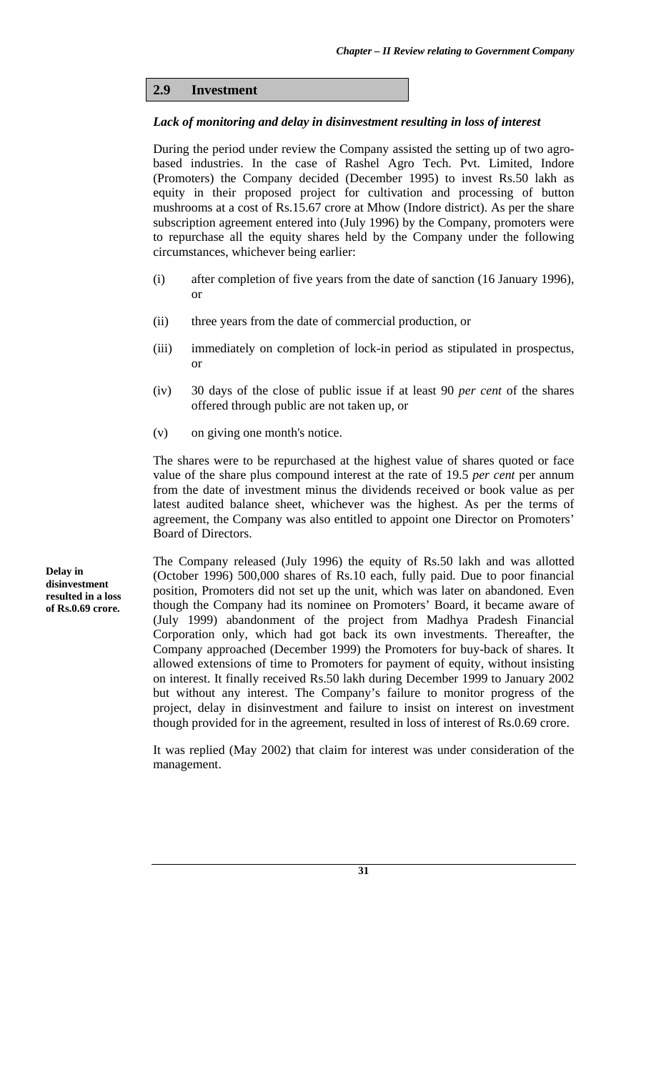## 2.9 Investment

***Lack of monitoring and delay in disinvestment resulting in loss of interest***

During the period under review the Company assisted the setting up of two agro-based industries. In the case of Rashel Agro Tech. Pvt. Limited, Indore (Promoters) the Company decided (December 1995) to invest Rs.50 lakh as equity in their proposed project for cultivation and processing of button mushrooms at a cost of Rs.15.67 crore at Mhow (Indore district). As per the share subscription agreement entered into (July 1996) by the Company, promoters were to repurchase all the equity shares held by the Company under the following circumstances, whichever being earlier:

(i) after completion of five years from the date of sanction (16 January 1996), or

(ii) three years from the date of commercial production, or

(iii) immediately on completion of lock-in period as stipulated in prospectus, or

(iv) 30 days of the close of public issue if at least 90 *per cent* of the shares offered through public are not taken up, or

(v) on giving one month's notice.

The shares were to be repurchased at the highest value of shares quoted or face value of the share plus compound interest at the rate of 19.5 *per cent* per annum from the date of investment minus the dividends received or book value as per latest audited balance sheet, whichever was the highest. As per the terms of agreement, the Company was also entitled to appoint one Director on Promoters' Board of Directors.

**Delay in disinvestment resulted in a loss of Rs.0.69 crore.**

The Company released (July 1996) the equity of Rs.50 lakh and was allotted (October 1996) 500,000 shares of Rs.10 each, fully paid. Due to poor financial position, Promoters did not set up the unit, which was later on abandoned. Even though the Company had its nominee on Promoters' Board, it became aware of (July 1999) abandonment of the project from Madhya Pradesh Financial Corporation only, which had got back its own investments. Thereafter, the Company approached (December 1999) the Promoters for buy-back of shares. It allowed extensions of time to Promoters for payment of equity, without insisting on interest. It finally received Rs.50 lakh during December 1999 to January 2002 but without any interest. The Company's failure to monitor progress of the project, delay in disinvestment and failure to insist on interest on investment though provided for in the agreement, resulted in loss of interest of Rs.0.69 crore.

It was replied (May 2002) that claim for interest was under consideration of the management.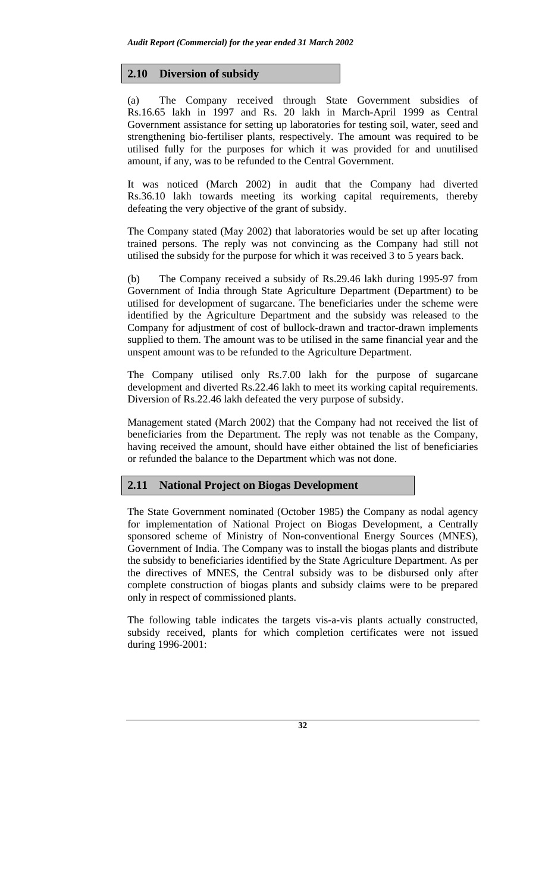## 2.10 Diversion of subsidy

(a) The Company received through State Government subsidies of Rs.16.65 lakh in 1997 and Rs. 20 lakh in March-April 1999 as Central Government assistance for setting up laboratories for testing soil, water, seed and strengthening bio-fertiliser plants, respectively. The amount was required to be utilised fully for the purposes for which it was provided for and unutilised amount, if any, was to be refunded to the Central Government.

It was noticed (March 2002) in audit that the Company had diverted Rs.36.10 lakh towards meeting its working capital requirements, thereby defeating the very objective of the grant of subsidy.

The Company stated (May 2002) that laboratories would be set up after locating trained persons. The reply was not convincing as the Company had still not utilised the subsidy for the purpose for which it was received 3 to 5 years back.

(b) The Company received a subsidy of Rs.29.46 lakh during 1995-97 from Government of India through State Agriculture Department (Department) to be utilised for development of sugarcane. The beneficiaries under the scheme were identified by the Agriculture Department and the subsidy was released to the Company for adjustment of cost of bullock-drawn and tractor-drawn implements supplied to them. The amount was to be utilised in the same financial year and the unspent amount was to be refunded to the Agriculture Department.

The Company utilised only Rs.7.00 lakh for the purpose of sugarcane development and diverted Rs.22.46 lakh to meet its working capital requirements. Diversion of Rs.22.46 lakh defeated the very purpose of subsidy.

Management stated (March 2002) that the Company had not received the list of beneficiaries from the Department. The reply was not tenable as the Company, having received the amount, should have either obtained the list of beneficiaries or refunded the balance to the Department which was not done.

## 2.11 National Project on Biogas Development

The State Government nominated (October 1985) the Company as nodal agency for implementation of National Project on Biogas Development, a Centrally sponsored scheme of Ministry of Non-conventional Energy Sources (MNES), Government of India. The Company was to install the biogas plants and distribute the subsidy to beneficiaries identified by the State Agriculture Department. As per the directives of MNES, the Central subsidy was to be disbursed only after complete construction of biogas plants and subsidy claims were to be prepared only in respect of commissioned plants.

The following table indicates the targets vis-a-vis plants actually constructed, subsidy received, plants for which completion certificates were not issued during 1996-2001: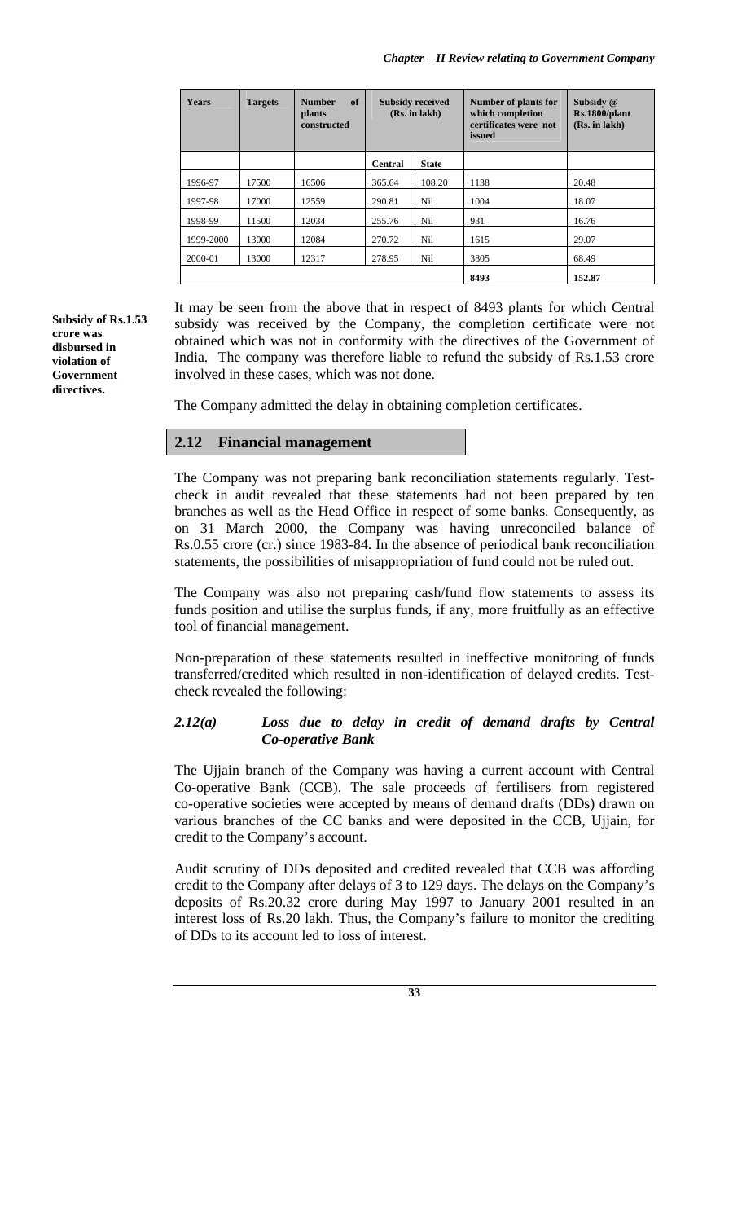| Years | Targets | Number of plants constructed | Subsidy received (Rs. in lakh) | | Number of plants for which completion certificates were not issued | Subsidy @ Rs.1800/plant (Rs. in lakh) |
|---|---|---|---|---|---|---|
| | | | Central | State | | |
| 1996-97 | 17500 | 16506 | 365.64 | 108.20 | 1138 | 20.48 |
| 1997-98 | 17000 | 12559 | 290.81 | Nil | 1004 | 18.07 |
| 1998-99 | 11500 | 12034 | 255.76 | Nil | 931 | 16.76 |
| 1999-2000 | 13000 | 12084 | 270.72 | Nil | 1615 | 29.07 |
| 2000-01 | 13000 | 12317 | 278.95 | Nil | 3805 | 68.49 |
| | | | | | **8493** | **152.87** |

**Subsidy of Rs.1.53 crore was disbursed in violation of Government directives.**

It may be seen from the above that in respect of 8493 plants for which Central subsidy was received by the Company, the completion certificate were not obtained which was not in conformity with the directives of the Government of India. The company was therefore liable to refund the subsidy of Rs.1.53 crore involved in these cases, which was not done.

The Company admitted the delay in obtaining completion certificates.

## 2.12 Financial management

The Company was not preparing bank reconciliation statements regularly. Test-check in audit revealed that these statements had not been prepared by ten branches as well as the Head Office in respect of some banks. Consequently, as on 31 March 2000, the Company was having unreconciled balance of Rs.0.55 crore (cr.) since 1983-84. In the absence of periodical bank reconciliation statements, the possibilities of misappropriation of fund could not be ruled out.

The Company was also not preparing cash/fund flow statements to assess its funds position and utilise the surplus funds, if any, more fruitfully as an effective tool of financial management.

Non-preparation of these statements resulted in ineffective monitoring of funds transferred/credited which resulted in non-identification of delayed credits. Test-check revealed the following:

### *2.12(a) Loss due to delay in credit of demand drafts by Central Co-operative Bank*

The Ujjain branch of the Company was having a current account with Central Co-operative Bank (CCB). The sale proceeds of fertilisers from registered co-operative societies were accepted by means of demand drafts (DDs) drawn on various branches of the CC banks and were deposited in the CCB, Ujjain, for credit to the Company's account.

Audit scrutiny of DDs deposited and credited revealed that CCB was affording credit to the Company after delays of 3 to 129 days. The delays on the Company's deposits of Rs.20.32 crore during May 1997 to January 2001 resulted in an interest loss of Rs.20 lakh. Thus, the Company's failure to monitor the crediting of DDs to its account led to loss of interest.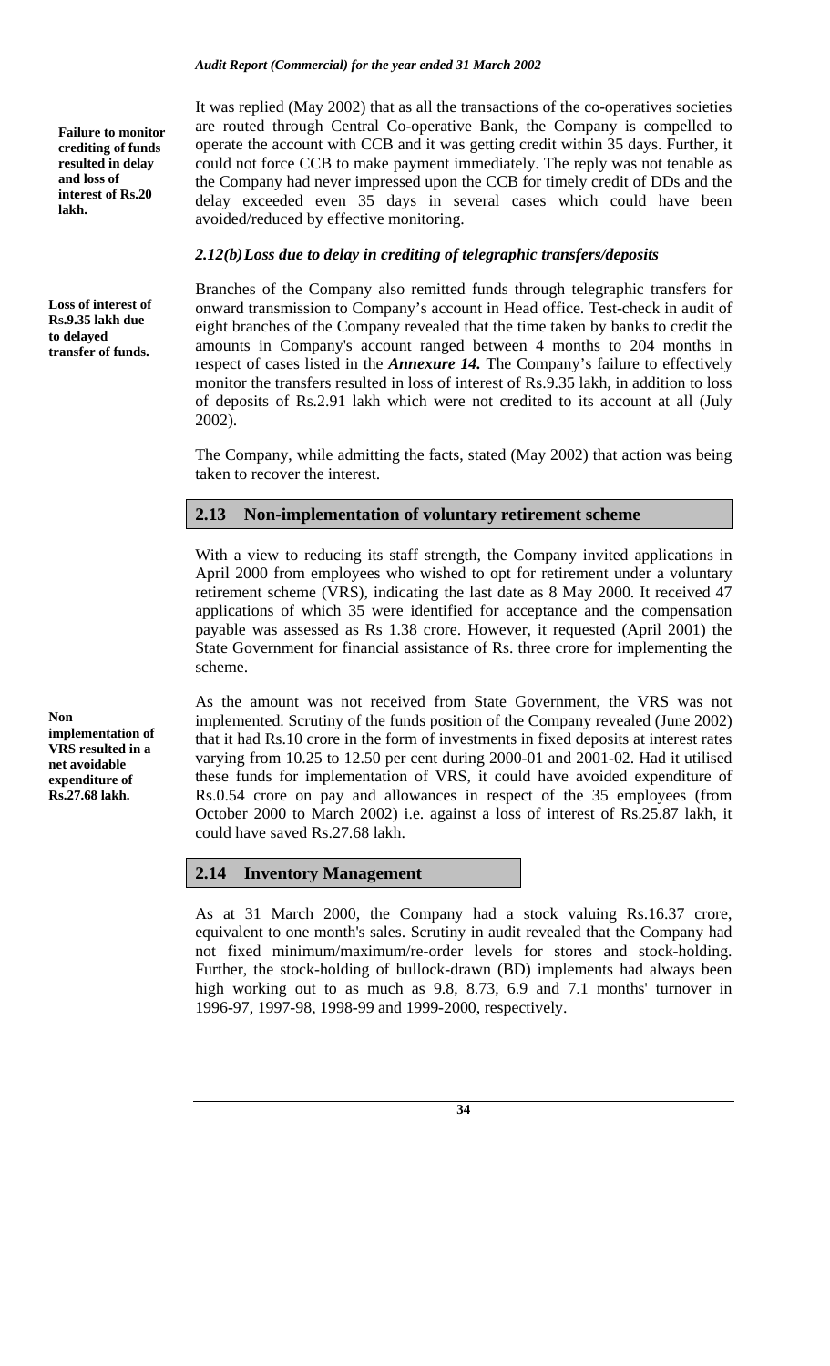It was replied (May 2002) that as all the transactions of the co-operatives societies are routed through Central Co-operative Bank, the Company is compelled to operate the account with CCB and it was getting credit within 35 days. Further, it could not force CCB to make payment immediately. The reply was not tenable as the Company had never impressed upon the CCB for timely credit of DDs and the delay exceeded even 35 days in several cases which could have been avoided/reduced by effective monitoring.

**Failure to monitor crediting of funds resulted in delay and loss of interest of Rs.20 lakh.**

### *2.12(b) Loss due to delay in crediting of telegraphic transfers/deposits*

**Loss of interest of Rs.9.35 lakh due to delayed transfer of funds.**

Branches of the Company also remitted funds through telegraphic transfers for onward transmission to Company's account in Head office. Test-check in audit of eight branches of the Company revealed that the time taken by banks to credit the amounts in Company's account ranged between 4 months to 204 months in respect of cases listed in the ***Annexure 14.*** The Company's failure to effectively monitor the transfers resulted in loss of interest of Rs.9.35 lakh, in addition to loss of deposits of Rs.2.91 lakh which were not credited to its account at all (July 2002).

The Company, while admitting the facts, stated (May 2002) that action was being taken to recover the interest.

## 2.13 Non-implementation of voluntary retirement scheme

With a view to reducing its staff strength, the Company invited applications in April 2000 from employees who wished to opt for retirement under a voluntary retirement scheme (VRS), indicating the last date as 8 May 2000. It received 47 applications of which 35 were identified for acceptance and the compensation payable was assessed as Rs 1.38 crore. However, it requested (April 2001) the State Government for financial assistance of Rs. three crore for implementing the scheme.

**Non implementation of VRS resulted in a net avoidable expenditure of Rs.27.68 lakh.**

As the amount was not received from State Government, the VRS was not implemented. Scrutiny of the funds position of the Company revealed (June 2002) that it had Rs.10 crore in the form of investments in fixed deposits at interest rates varying from 10.25 to 12.50 per cent during 2000-01 and 2001-02. Had it utilised these funds for implementation of VRS, it could have avoided expenditure of Rs.0.54 crore on pay and allowances in respect of the 35 employees (from October 2000 to March 2002) i.e. against a loss of interest of Rs.25.87 lakh, it could have saved Rs.27.68 lakh.

## 2.14 Inventory Management

As at 31 March 2000, the Company had a stock valuing Rs.16.37 crore, equivalent to one month's sales. Scrutiny in audit revealed that the Company had not fixed minimum/maximum/re-order levels for stores and stock-holding. Further, the stock-holding of bullock-drawn (BD) implements had always been high working out to as much as 9.8, 8.73, 6.9 and 7.1 months' turnover in 1996-97, 1997-98, 1998-99 and 1999-2000, respectively.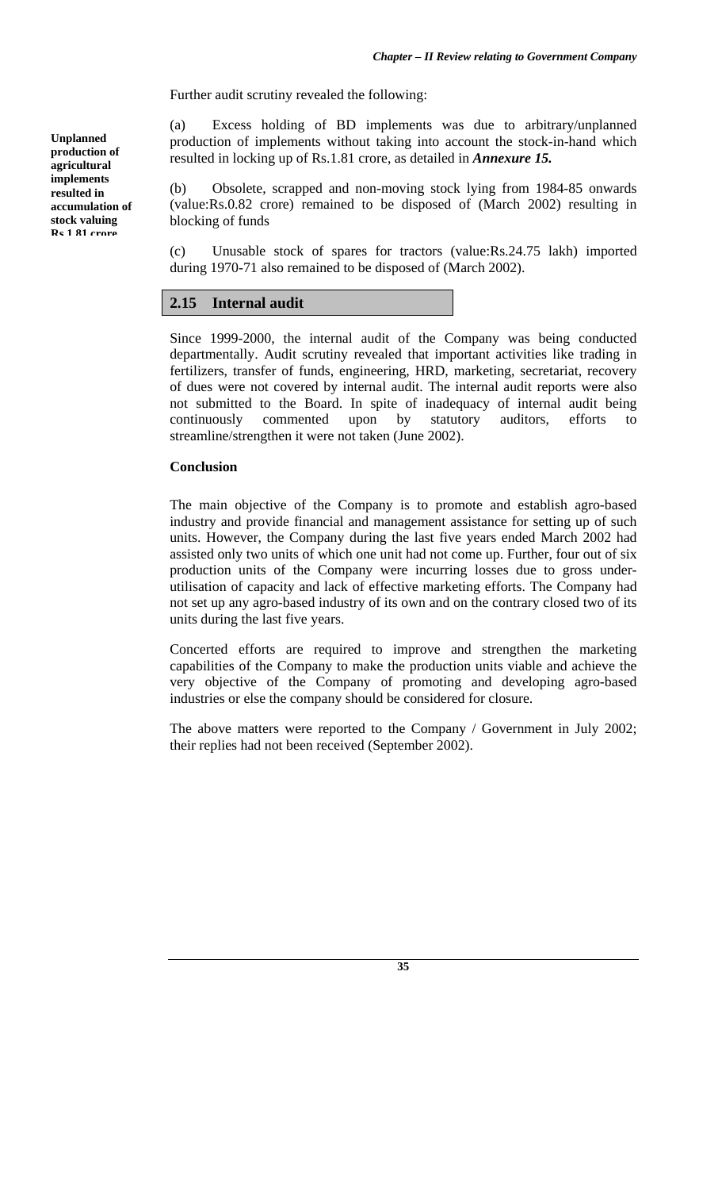Further audit scrutiny revealed the following:

**Unplanned production of agricultural implements resulted in accumulation of stock valuing Rs.1.81 crore**

(a) Excess holding of BD implements was due to arbitrary/unplanned production of implements without taking into account the stock-in-hand which resulted in locking up of Rs.1.81 crore, as detailed in ***Annexure 15.***

(b) Obsolete, scrapped and non-moving stock lying from 1984-85 onwards (value:Rs.0.82 crore) remained to be disposed of (March 2002) resulting in blocking of funds

(c) Unusable stock of spares for tractors (value:Rs.24.75 lakh) imported during 1970-71 also remained to be disposed of (March 2002).

## 2.15 Internal audit

Since 1999-2000, the internal audit of the Company was being conducted departmentally. Audit scrutiny revealed that important activities like trading in fertilizers, transfer of funds, engineering, HRD, marketing, secretariat, recovery of dues were not covered by internal audit. The internal audit reports were also not submitted to the Board. In spite of inadequacy of internal audit being continuously commented upon by statutory auditors, efforts to streamline/strengthen it were not taken (June 2002).

**Conclusion**

The main objective of the Company is to promote and establish agro-based industry and provide financial and management assistance for setting up of such units. However, the Company during the last five years ended March 2002 had assisted only two units of which one unit had not come up. Further, four out of six production units of the Company were incurring losses due to gross under-utilisation of capacity and lack of effective marketing efforts. The Company had not set up any agro-based industry of its own and on the contrary closed two of its units during the last five years.

Concerted efforts are required to improve and strengthen the marketing capabilities of the Company to make the production units viable and achieve the very objective of the Company of promoting and developing agro-based industries or else the company should be considered for closure.

The above matters were reported to the Company / Government in July 2002; their replies had not been received (September 2002).